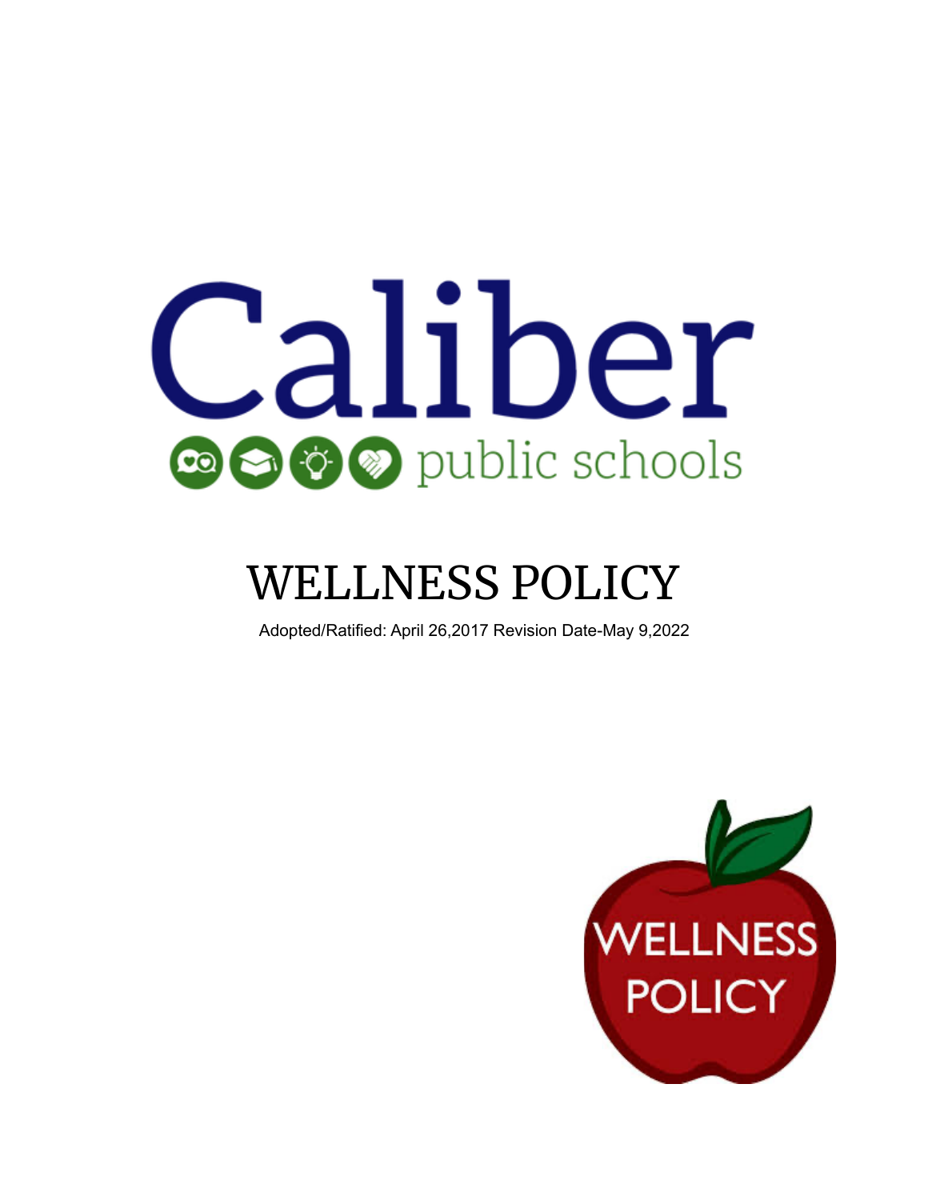Caliber

public schools

# WELLNESS POLICY

Adopted/Ratified: April 26,2017 Revision Date-May 9,2022

WELLNESS POLICY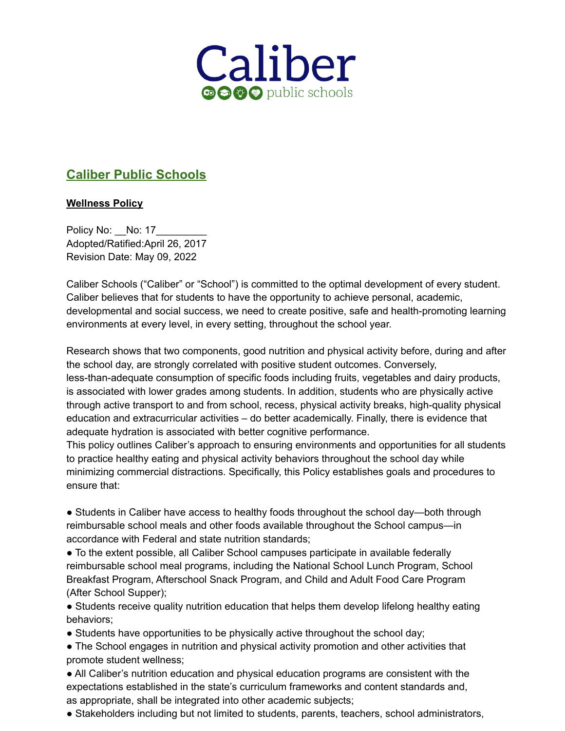# Caliber

public schools

## Caliber Public Schools

**Wellness Policy**

Policy No: __No: 17_________
Adopted/Ratified:April 26, 2017
Revision Date: May 09, 2022

Caliber Schools ("Caliber" or "School") is committed to the optimal development of every student. Caliber believes that for students to have the opportunity to achieve personal, academic, developmental and social success, we need to create positive, safe and health-promoting learning environments at every level, in every setting, throughout the school year.

Research shows that two components, good nutrition and physical activity before, during and after the school day, are strongly correlated with positive student outcomes. Conversely, less-than-adequate consumption of specific foods including fruits, vegetables and dairy products, is associated with lower grades among students. In addition, students who are physically active through active transport to and from school, recess, physical activity breaks, high-quality physical education and extracurricular activities – do better academically. Finally, there is evidence that adequate hydration is associated with better cognitive performance.
This policy outlines Caliber's approach to ensuring environments and opportunities for all students to practice healthy eating and physical activity behaviors throughout the school day while minimizing commercial distractions. Specifically, this Policy establishes goals and procedures to ensure that:

- Students in Caliber have access to healthy foods throughout the school day—both through reimbursable school meals and other foods available throughout the School campus—in accordance with Federal and state nutrition standards;
- To the extent possible, all Caliber School campuses participate in available federally reimbursable school meal programs, including the National School Lunch Program, School Breakfast Program, Afterschool Snack Program, and Child and Adult Food Care Program (After School Supper);
- Students receive quality nutrition education that helps them develop lifelong healthy eating behaviors;
- Students have opportunities to be physically active throughout the school day;
- The School engages in nutrition and physical activity promotion and other activities that promote student wellness;
- All Caliber's nutrition education and physical education programs are consistent with the expectations established in the state's curriculum frameworks and content standards and, as appropriate, shall be integrated into other academic subjects;
- Stakeholders including but not limited to students, parents, teachers, school administrators,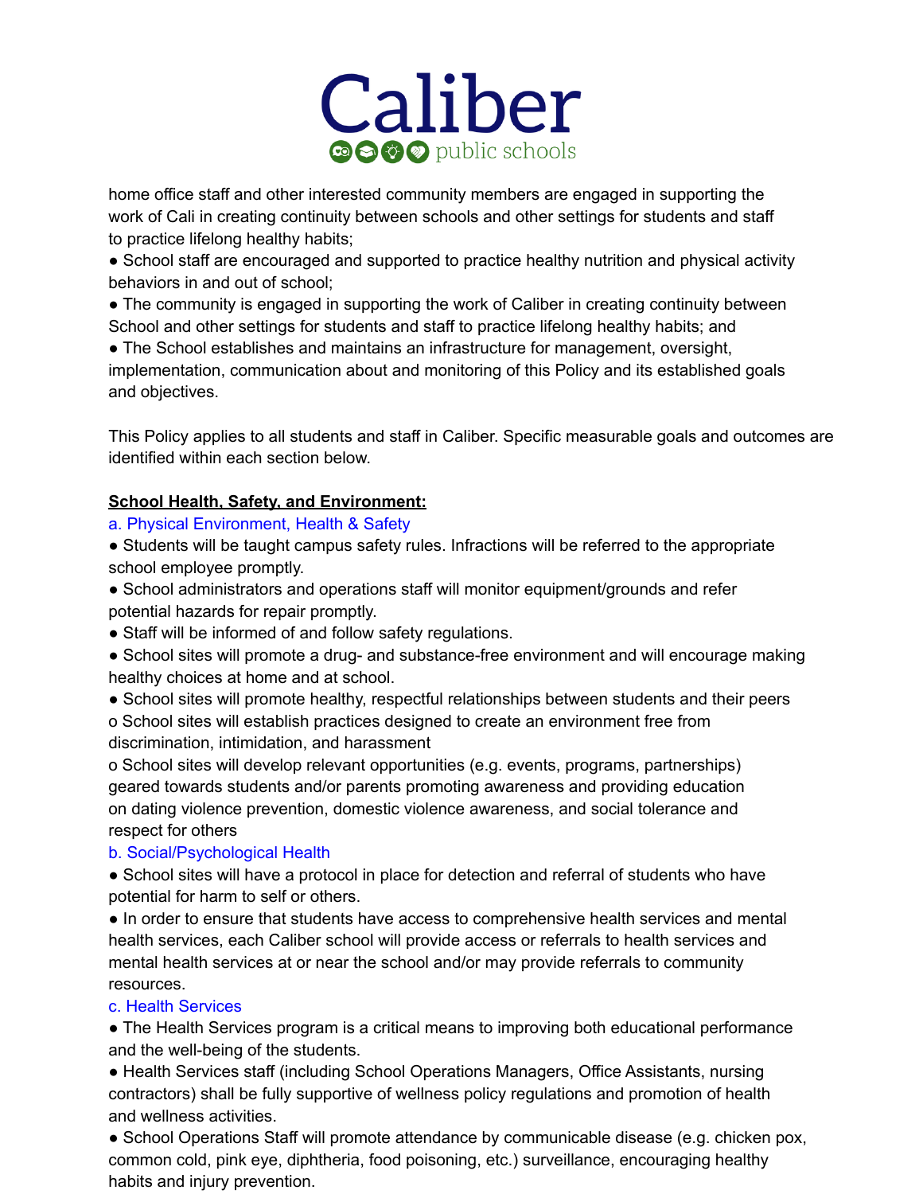home office staff and other interested community members are engaged in supporting the work of Cali in creating continuity between schools and other settings for students and staff to practice lifelong healthy habits;

- School staff are encouraged and supported to practice healthy nutrition and physical activity behaviors in and out of school;
- The community is engaged in supporting the work of Caliber in creating continuity between School and other settings for students and staff to practice lifelong healthy habits; and
- The School establishes and maintains an infrastructure for management, oversight, implementation, communication about and monitoring of this Policy and its established goals and objectives.

This Policy applies to all students and staff in Caliber. Specific measurable goals and outcomes are identified within each section below.

**School Health, Safety, and Environment:**

a. Physical Environment, Health & Safety

- Students will be taught campus safety rules. Infractions will be referred to the appropriate school employee promptly.
- School administrators and operations staff will monitor equipment/grounds and refer potential hazards for repair promptly.
- Staff will be informed of and follow safety regulations.
- School sites will promote a drug- and substance-free environment and will encourage making healthy choices at home and at school.
- School sites will promote healthy, respectful relationships between students and their peers
  - School sites will establish practices designed to create an environment free from discrimination, intimidation, and harassment
  - School sites will develop relevant opportunities (e.g. events, programs, partnerships) geared towards students and/or parents promoting awareness and providing education on dating violence prevention, domestic violence awareness, and social tolerance and respect for others

b. Social/Psychological Health

- School sites will have a protocol in place for detection and referral of students who have potential for harm to self or others.
- In order to ensure that students have access to comprehensive health services and mental health services, each Caliber school will provide access or referrals to health services and mental health services at or near the school and/or may provide referrals to community resources.

c. Health Services

- The Health Services program is a critical means to improving both educational performance and the well-being of the students.
- Health Services staff (including School Operations Managers, Office Assistants, nursing contractors) shall be fully supportive of wellness policy regulations and promotion of health and wellness activities.
- School Operations Staff will promote attendance by communicable disease (e.g. chicken pox, common cold, pink eye, diphtheria, food poisoning, etc.) surveillance, encouraging healthy habits and injury prevention.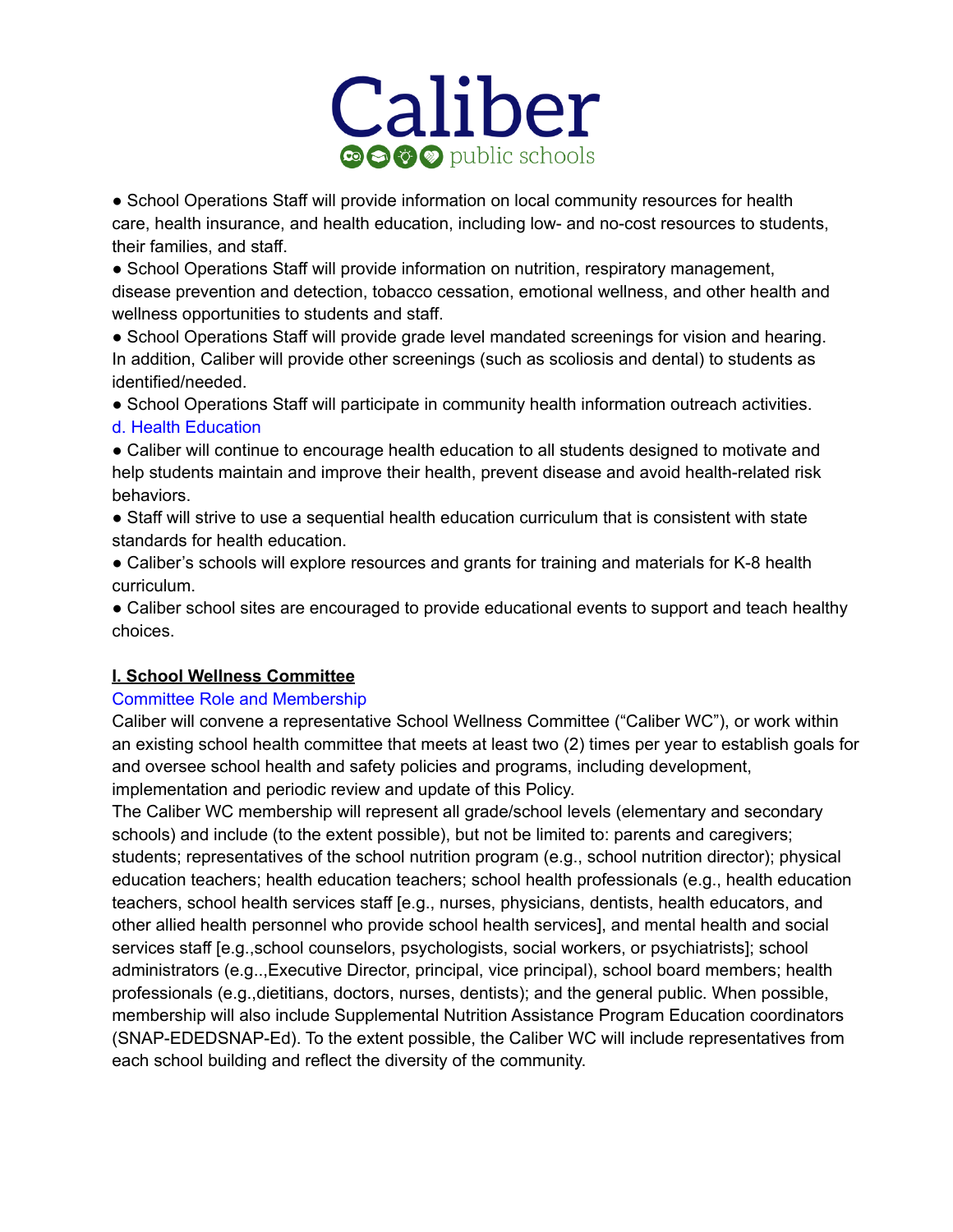- School Operations Staff will provide information on local community resources for health care, health insurance, and health education, including low- and no-cost resources to students, their families, and staff.
- School Operations Staff will provide information on nutrition, respiratory management, disease prevention and detection, tobacco cessation, emotional wellness, and other health and wellness opportunities to students and staff.
- School Operations Staff will provide grade level mandated screenings for vision and hearing. In addition, Caliber will provide other screenings (such as scoliosis and dental) to students as identified/needed.
- School Operations Staff will participate in community health information outreach activities.

### d. Health Education

- Caliber will continue to encourage health education to all students designed to motivate and help students maintain and improve their health, prevent disease and avoid health-related risk behaviors.
- Staff will strive to use a sequential health education curriculum that is consistent with state standards for health education.
- Caliber's schools will explore resources and grants for training and materials for K-8 health curriculum.
- Caliber school sites are encouraged to provide educational events to support and teach healthy choices.

## I. School Wellness Committee

### Committee Role and Membership

Caliber will convene a representative School Wellness Committee ("Caliber WC"), or work within an existing school health committee that meets at least two (2) times per year to establish goals for and oversee school health and safety policies and programs, including development, implementation and periodic review and update of this Policy.

The Caliber WC membership will represent all grade/school levels (elementary and secondary schools) and include (to the extent possible), but not be limited to: parents and caregivers; students; representatives of the school nutrition program (e.g., school nutrition director); physical education teachers; health education teachers; school health professionals (e.g., health education teachers, school health services staff [e.g., nurses, physicians, dentists, health educators, and other allied health personnel who provide school health services], and mental health and social services staff [e.g.,school counselors, psychologists, social workers, or psychiatrists]; school administrators (e.g..,Executive Director, principal, vice principal), school board members; health professionals (e.g.,dietitians, doctors, nurses, dentists); and the general public. When possible, membership will also include Supplemental Nutrition Assistance Program Education coordinators (SNAP-EDEDSNAP-Ed). To the extent possible, the Caliber WC will include representatives from each school building and reflect the diversity of the community.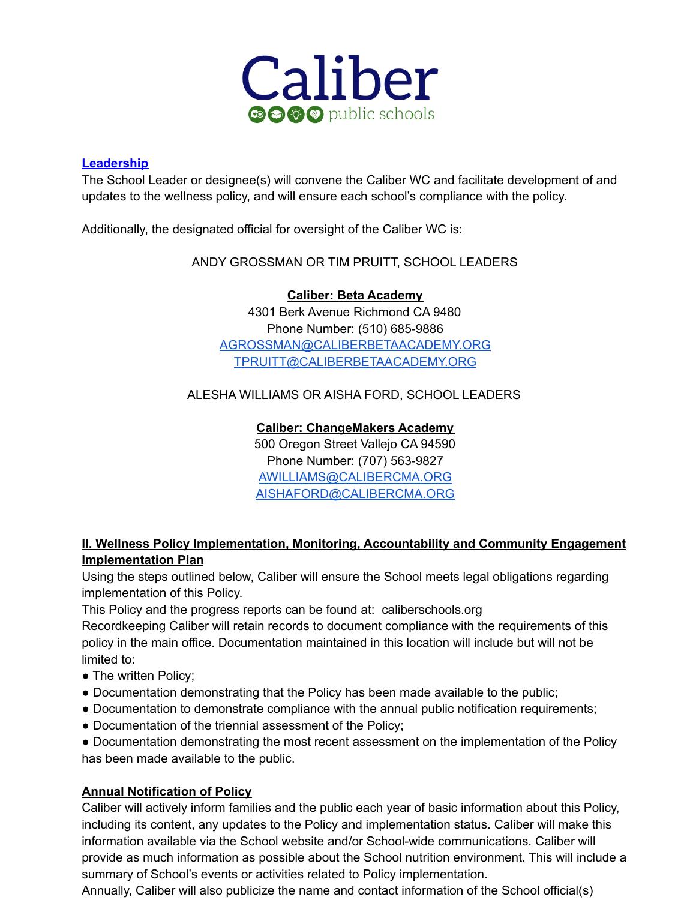**Leadership**

The School Leader or designee(s) will convene the Caliber WC and facilitate development of and updates to the wellness policy, and will ensure each school's compliance with the policy.

Additionally, the designated official for oversight of the Caliber WC is:

ANDY GROSSMAN OR TIM PRUITT, SCHOOL LEADERS

**Caliber: Beta Academy**
4301 Berk Avenue Richmond CA 9480
Phone Number: (510) 685-9886
AGROSSMAN@CALIBERBETAACADEMY.ORG
TPRUITT@CALIBERBETAACADEMY.ORG

ALESHA WILLIAMS OR AISHA FORD, SCHOOL LEADERS

**Caliber: ChangeMakers Academy**
500 Oregon Street Vallejo CA 94590
Phone Number: (707) 563-9827
AWILLIAMS@CALIBERCMA.ORG
AISHAFORD@CALIBERCMA.ORG

## II. Wellness Policy Implementation, Monitoring, Accountability and Community Engagement

**Implementation Plan**

Using the steps outlined below, Caliber will ensure the School meets legal obligations regarding implementation of this Policy.

This Policy and the progress reports can be found at: caliberschools.org

Recordkeeping Caliber will retain records to document compliance with the requirements of this policy in the main office. Documentation maintained in this location will include but will not be limited to:

- The written Policy;
- Documentation demonstrating that the Policy has been made available to the public;
- Documentation to demonstrate compliance with the annual public notification requirements;
- Documentation of the triennial assessment of the Policy;
- Documentation demonstrating the most recent assessment on the implementation of the Policy has been made available to the public.

**Annual Notification of Policy**

Caliber will actively inform families and the public each year of basic information about this Policy, including its content, any updates to the Policy and implementation status. Caliber will make this information available via the School website and/or School-wide communications. Caliber will provide as much information as possible about the School nutrition environment. This will include a summary of School's events or activities related to Policy implementation.

Annually, Caliber will also publicize the name and contact information of the School official(s)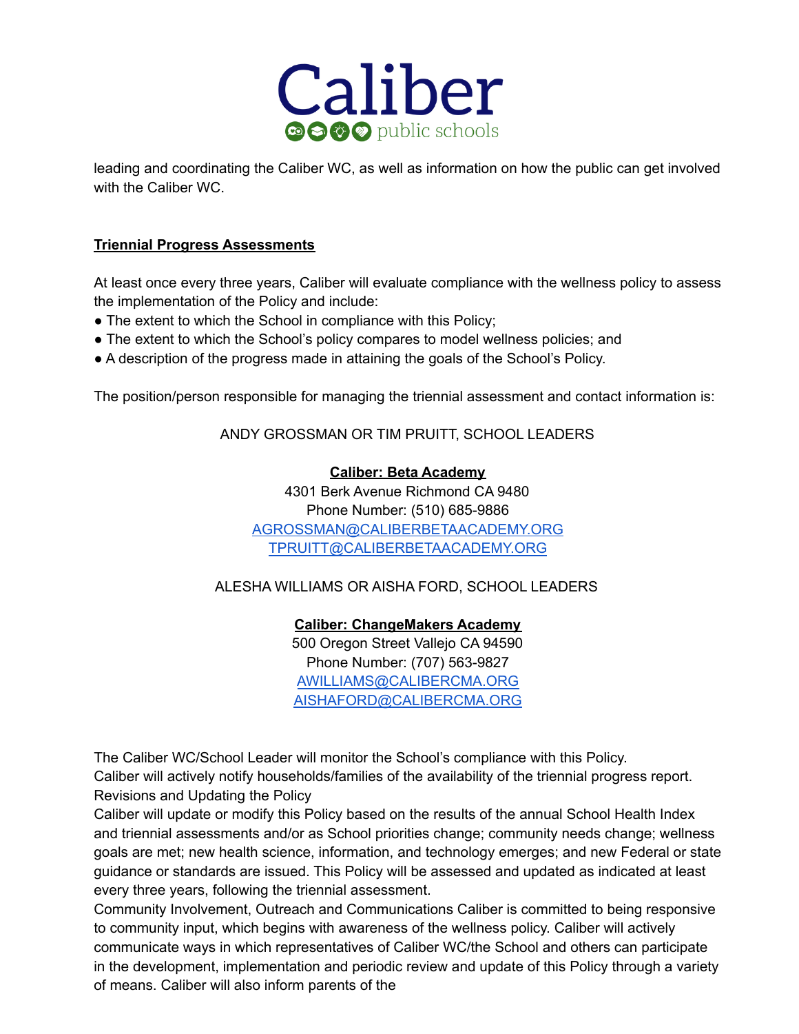leading and coordinating the Caliber WC, as well as information on how the public can get involved with the Caliber WC.

**Triennial Progress Assessments**

At least once every three years, Caliber will evaluate compliance with the wellness policy to assess the implementation of the Policy and include:

- The extent to which the School in compliance with this Policy;
- The extent to which the School's policy compares to model wellness policies; and
- A description of the progress made in attaining the goals of the School's Policy.

The position/person responsible for managing the triennial assessment and contact information is:

ANDY GROSSMAN OR TIM PRUITT, SCHOOL LEADERS

**Caliber: Beta Academy**
4301 Berk Avenue Richmond CA 9480
Phone Number: (510) 685-9886
AGROSSMAN@CALIBERBETAACADEMY.ORG
TPRUITT@CALIBERBETAACADEMY.ORG

ALESHA WILLIAMS OR AISHA FORD, SCHOOL LEADERS

**Caliber: ChangeMakers Academy**
500 Oregon Street Vallejo CA 94590
Phone Number: (707) 563-9827
AWILLIAMS@CALIBERCMA.ORG
AISHAFORD@CALIBERCMA.ORG

The Caliber WC/School Leader will monitor the School's compliance with this Policy.
Caliber will actively notify households/families of the availability of the triennial progress report.
Revisions and Updating the Policy
Caliber will update or modify this Policy based on the results of the annual School Health Index and triennial assessments and/or as School priorities change; community needs change; wellness goals are met; new health science, information, and technology emerges; and new Federal or state guidance or standards are issued. This Policy will be assessed and updated as indicated at least every three years, following the triennial assessment.
Community Involvement, Outreach and Communications Caliber is committed to being responsive to community input, which begins with awareness of the wellness policy. Caliber will actively communicate ways in which representatives of Caliber WC/the School and others can participate in the development, implementation and periodic review and update of this Policy through a variety of means. Caliber will also inform parents of the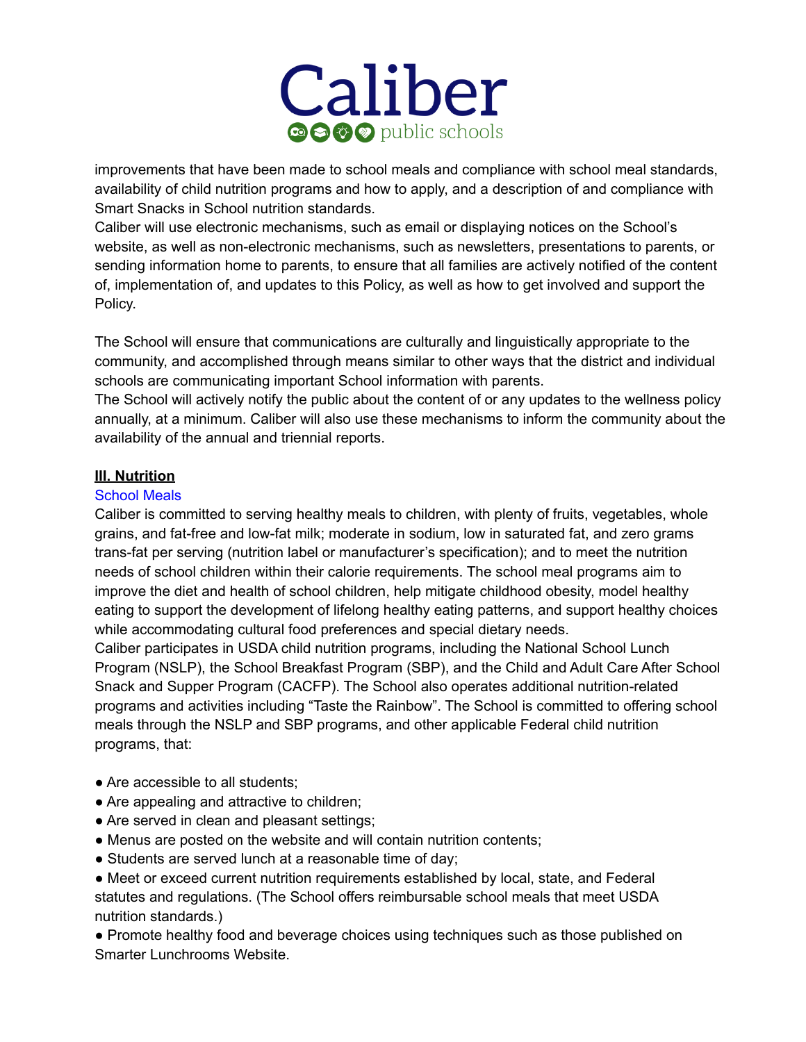improvements that have been made to school meals and compliance with school meal standards, availability of child nutrition programs and how to apply, and a description of and compliance with Smart Snacks in School nutrition standards.

Caliber will use electronic mechanisms, such as email or displaying notices on the School's website, as well as non-electronic mechanisms, such as newsletters, presentations to parents, or sending information home to parents, to ensure that all families are actively notified of the content of, implementation of, and updates to this Policy, as well as how to get involved and support the Policy.

The School will ensure that communications are culturally and linguistically appropriate to the community, and accomplished through means similar to other ways that the district and individual schools are communicating important School information with parents.

The School will actively notify the public about the content of or any updates to the wellness policy annually, at a minimum. Caliber will also use these mechanisms to inform the community about the availability of the annual and triennial reports.

## **III. Nutrition**

### School Meals

Caliber is committed to serving healthy meals to children, with plenty of fruits, vegetables, whole grains, and fat-free and low-fat milk; moderate in sodium, low in saturated fat, and zero grams trans-fat per serving (nutrition label or manufacturer's specification); and to meet the nutrition needs of school children within their calorie requirements. The school meal programs aim to improve the diet and health of school children, help mitigate childhood obesity, model healthy eating to support the development of lifelong healthy eating patterns, and support healthy choices while accommodating cultural food preferences and special dietary needs.

Caliber participates in USDA child nutrition programs, including the National School Lunch Program (NSLP), the School Breakfast Program (SBP), and the Child and Adult Care After School Snack and Supper Program (CACFP). The School also operates additional nutrition-related programs and activities including "Taste the Rainbow". The School is committed to offering school meals through the NSLP and SBP programs, and other applicable Federal child nutrition programs, that:

- Are accessible to all students;
- Are appealing and attractive to children;
- Are served in clean and pleasant settings;
- Menus are posted on the website and will contain nutrition contents;
- Students are served lunch at a reasonable time of day;
- Meet or exceed current nutrition requirements established by local, state, and Federal statutes and regulations. (The School offers reimbursable school meals that meet USDA nutrition standards.)
- Promote healthy food and beverage choices using techniques such as those published on Smarter Lunchrooms Website.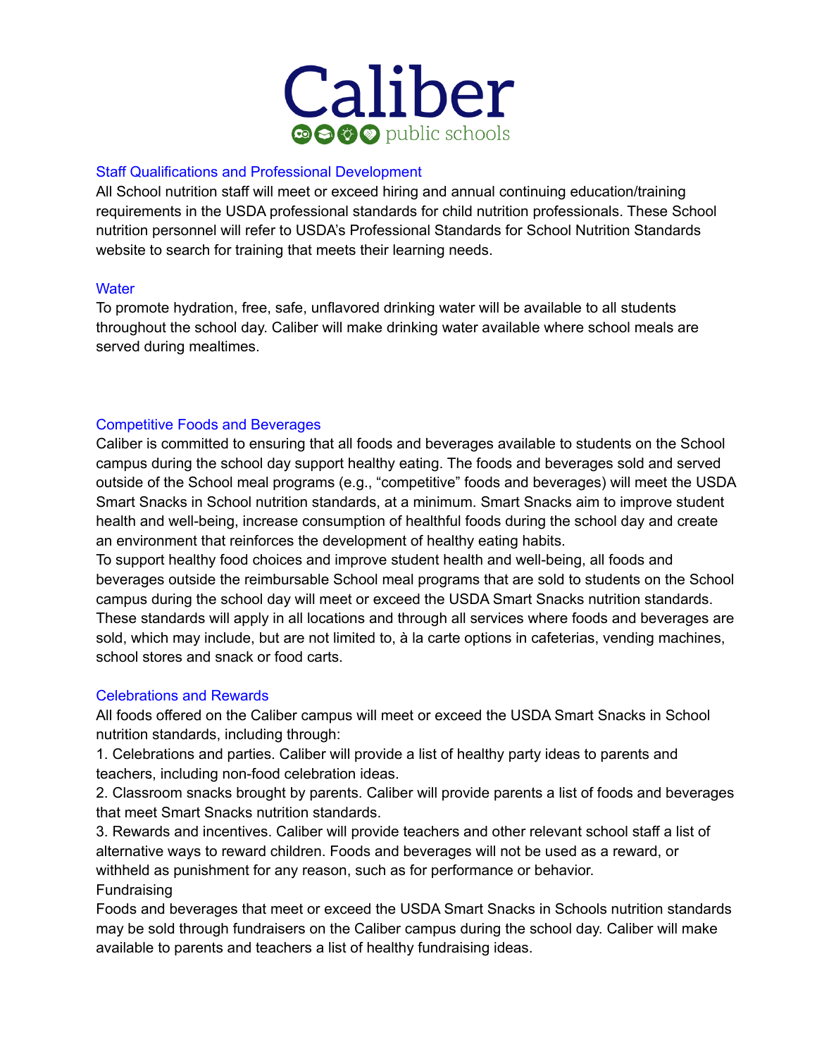## Staff Qualifications and Professional Development

All School nutrition staff will meet or exceed hiring and annual continuing education/training requirements in the USDA professional standards for child nutrition professionals. These School nutrition personnel will refer to USDA's Professional Standards for School Nutrition Standards website to search for training that meets their learning needs.

## Water

To promote hydration, free, safe, unflavored drinking water will be available to all students throughout the school day. Caliber will make drinking water available where school meals are served during mealtimes.

## Competitive Foods and Beverages

Caliber is committed to ensuring that all foods and beverages available to students on the School campus during the school day support healthy eating. The foods and beverages sold and served outside of the School meal programs (e.g., "competitive" foods and beverages) will meet the USDA Smart Snacks in School nutrition standards, at a minimum. Smart Snacks aim to improve student health and well-being, increase consumption of healthful foods during the school day and create an environment that reinforces the development of healthy eating habits.

To support healthy food choices and improve student health and well-being, all foods and beverages outside the reimbursable School meal programs that are sold to students on the School campus during the school day will meet or exceed the USDA Smart Snacks nutrition standards. These standards will apply in all locations and through all services where foods and beverages are sold, which may include, but are not limited to, à la carte options in cafeterias, vending machines, school stores and snack or food carts.

## Celebrations and Rewards

All foods offered on the Caliber campus will meet or exceed the USDA Smart Snacks in School nutrition standards, including through:

1. Celebrations and parties. Caliber will provide a list of healthy party ideas to parents and teachers, including non-food celebration ideas.
2. Classroom snacks brought by parents. Caliber will provide parents a list of foods and beverages that meet Smart Snacks nutrition standards.
3. Rewards and incentives. Caliber will provide teachers and other relevant school staff a list of alternative ways to reward children. Foods and beverages will not be used as a reward, or withheld as punishment for any reason, such as for performance or behavior.

Fundraising

Foods and beverages that meet or exceed the USDA Smart Snacks in Schools nutrition standards may be sold through fundraisers on the Caliber campus during the school day. Caliber will make available to parents and teachers a list of healthy fundraising ideas.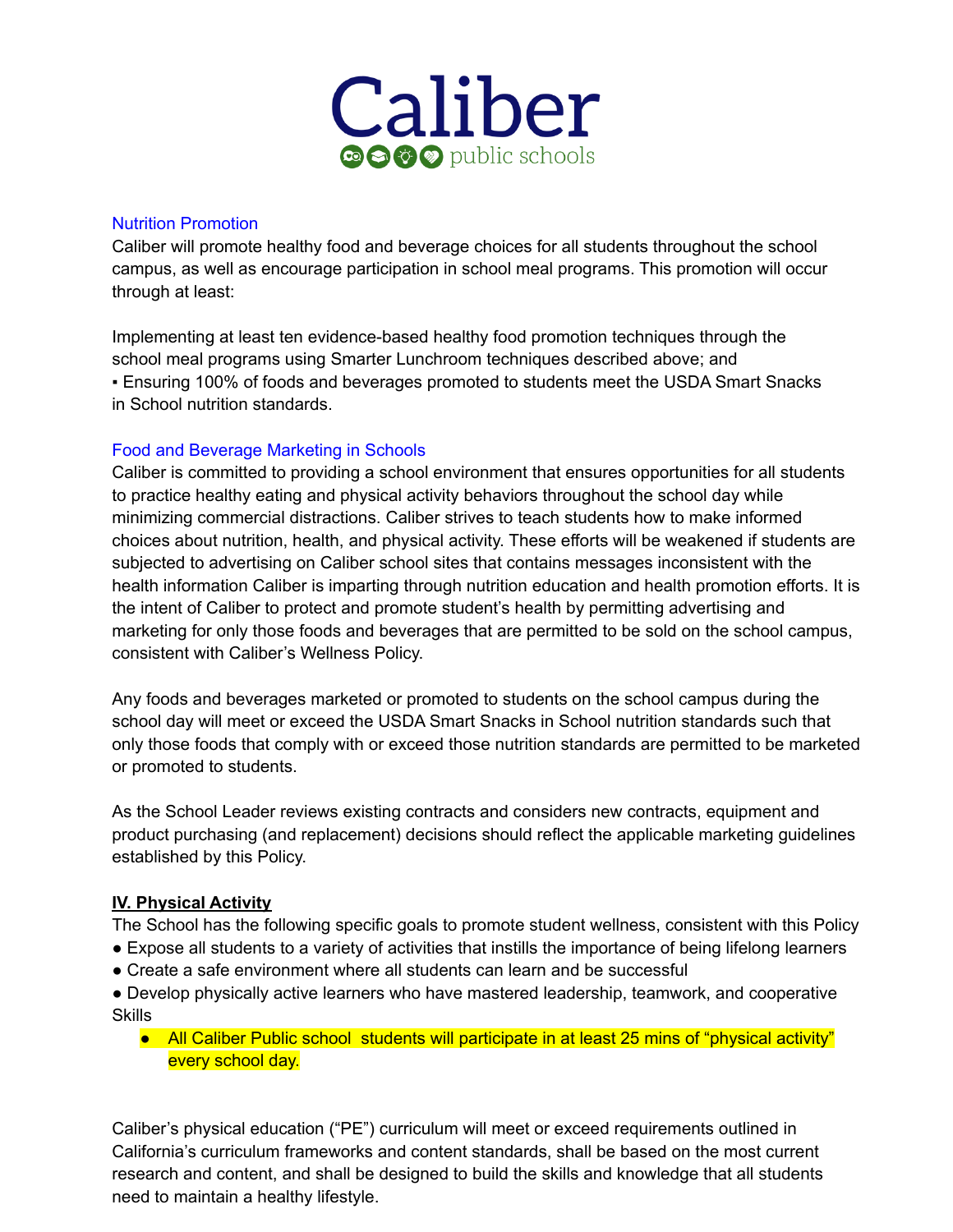Caliber public schools

### Nutrition Promotion

Caliber will promote healthy food and beverage choices for all students throughout the school campus, as well as encourage participation in school meal programs. This promotion will occur through at least:

Implementing at least ten evidence-based healthy food promotion techniques through the school meal programs using Smarter Lunchroom techniques described above; and
▪ Ensuring 100% of foods and beverages promoted to students meet the USDA Smart Snacks in School nutrition standards.

### Food and Beverage Marketing in Schools

Caliber is committed to providing a school environment that ensures opportunities for all students to practice healthy eating and physical activity behaviors throughout the school day while minimizing commercial distractions. Caliber strives to teach students how to make informed choices about nutrition, health, and physical activity. These efforts will be weakened if students are subjected to advertising on Caliber school sites that contains messages inconsistent with the health information Caliber is imparting through nutrition education and health promotion efforts. It is the intent of Caliber to protect and promote student's health by permitting advertising and marketing for only those foods and beverages that are permitted to be sold on the school campus, consistent with Caliber's Wellness Policy.

Any foods and beverages marketed or promoted to students on the school campus during the school day will meet or exceed the USDA Smart Snacks in School nutrition standards such that only those foods that comply with or exceed those nutrition standards are permitted to be marketed or promoted to students.

As the School Leader reviews existing contracts and considers new contracts, equipment and product purchasing (and replacement) decisions should reflect the applicable marketing guidelines established by this Policy.

## IV. Physical Activity

The School has the following specific goals to promote student wellness, consistent with this Policy

- Expose all students to a variety of activities that instills the importance of being lifelong learners
- Create a safe environment where all students can learn and be successful
- Develop physically active learners who have mastered leadership, teamwork, and cooperative Skills
  - All Caliber Public school students will participate in at least 25 mins of "physical activity" every school day.

Caliber's physical education ("PE") curriculum will meet or exceed requirements outlined in California's curriculum frameworks and content standards, shall be based on the most current research and content, and shall be designed to build the skills and knowledge that all students need to maintain a healthy lifestyle.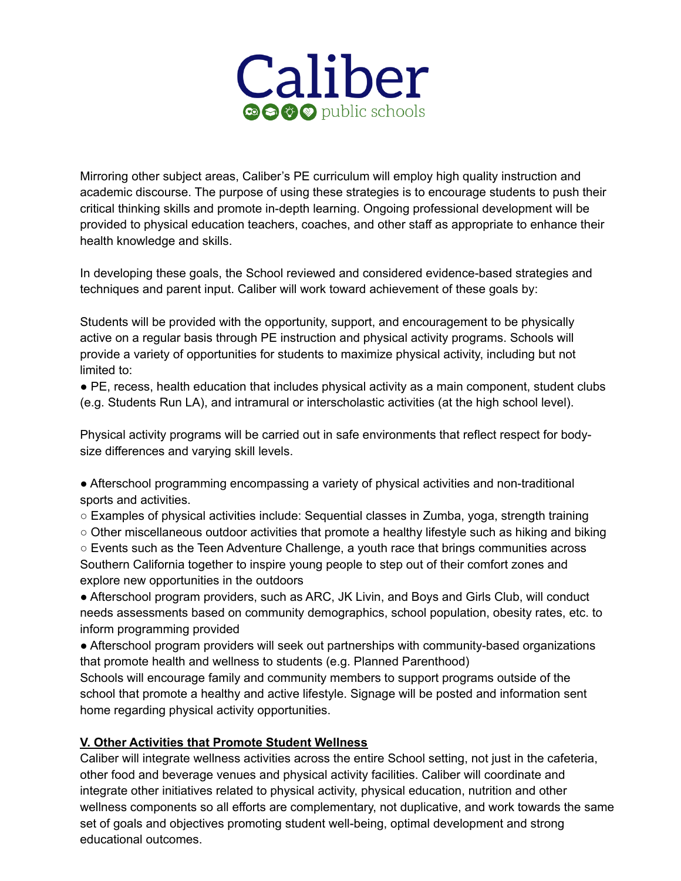Mirroring other subject areas, Caliber's PE curriculum will employ high quality instruction and academic discourse. The purpose of using these strategies is to encourage students to push their critical thinking skills and promote in-depth learning. Ongoing professional development will be provided to physical education teachers, coaches, and other staff as appropriate to enhance their health knowledge and skills.

In developing these goals, the School reviewed and considered evidence-based strategies and techniques and parent input. Caliber will work toward achievement of these goals by:

Students will be provided with the opportunity, support, and encouragement to be physically active on a regular basis through PE instruction and physical activity programs. Schools will provide a variety of opportunities for students to maximize physical activity, including but not limited to:

- PE, recess, health education that includes physical activity as a main component, student clubs (e.g. Students Run LA), and intramural or interscholastic activities (at the high school level).

Physical activity programs will be carried out in safe environments that reflect respect for body-size differences and varying skill levels.

- Afterschool programming encompassing a variety of physical activities and non-traditional sports and activities.
  - Examples of physical activities include: Sequential classes in Zumba, yoga, strength training
  - Other miscellaneous outdoor activities that promote a healthy lifestyle such as hiking and biking
  - Events such as the Teen Adventure Challenge, a youth race that brings communities across Southern California together to inspire young people to step out of their comfort zones and explore new opportunities in the outdoors
- Afterschool program providers, such as ARC, JK Livin, and Boys and Girls Club, will conduct needs assessments based on community demographics, school population, obesity rates, etc. to inform programming provided
- Afterschool program providers will seek out partnerships with community-based organizations that promote health and wellness to students (e.g. Planned Parenthood)

Schools will encourage family and community members to support programs outside of the school that promote a healthy and active lifestyle. Signage will be posted and information sent home regarding physical activity opportunities.

## V. Other Activities that Promote Student Wellness

Caliber will integrate wellness activities across the entire School setting, not just in the cafeteria, other food and beverage venues and physical activity facilities. Caliber will coordinate and integrate other initiatives related to physical activity, physical education, nutrition and other wellness components so all efforts are complementary, not duplicative, and work towards the same set of goals and objectives promoting student well-being, optimal development and strong educational outcomes.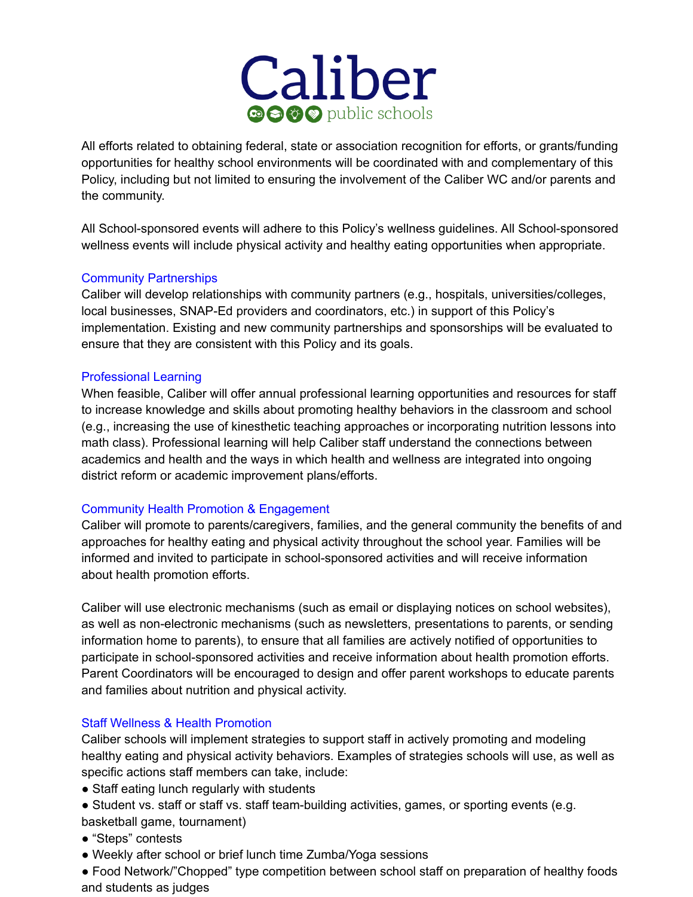All efforts related to obtaining federal, state or association recognition for efforts, or grants/funding opportunities for healthy school environments will be coordinated with and complementary of this Policy, including but not limited to ensuring the involvement of the Caliber WC and/or parents and the community.

All School-sponsored events will adhere to this Policy's wellness guidelines. All School-sponsored wellness events will include physical activity and healthy eating opportunities when appropriate.

### Community Partnerships

Caliber will develop relationships with community partners (e.g., hospitals, universities/colleges, local businesses, SNAP-Ed providers and coordinators, etc.) in support of this Policy's implementation. Existing and new community partnerships and sponsorships will be evaluated to ensure that they are consistent with this Policy and its goals.

### Professional Learning

When feasible, Caliber will offer annual professional learning opportunities and resources for staff to increase knowledge and skills about promoting healthy behaviors in the classroom and school (e.g., increasing the use of kinesthetic teaching approaches or incorporating nutrition lessons into math class). Professional learning will help Caliber staff understand the connections between academics and health and the ways in which health and wellness are integrated into ongoing district reform or academic improvement plans/efforts.

### Community Health Promotion & Engagement

Caliber will promote to parents/caregivers, families, and the general community the benefits of and approaches for healthy eating and physical activity throughout the school year. Families will be informed and invited to participate in school-sponsored activities and will receive information about health promotion efforts.

Caliber will use electronic mechanisms (such as email or displaying notices on school websites), as well as non-electronic mechanisms (such as newsletters, presentations to parents, or sending information home to parents), to ensure that all families are actively notified of opportunities to participate in school-sponsored activities and receive information about health promotion efforts. Parent Coordinators will be encouraged to design and offer parent workshops to educate parents and families about nutrition and physical activity.

### Staff Wellness & Health Promotion

Caliber schools will implement strategies to support staff in actively promoting and modeling healthy eating and physical activity behaviors. Examples of strategies schools will use, as well as specific actions staff members can take, include:

- Staff eating lunch regularly with students
- Student vs. staff or staff vs. staff team-building activities, games, or sporting events (e.g. basketball game, tournament)
- "Steps" contests
- Weekly after school or brief lunch time Zumba/Yoga sessions
- Food Network/"Chopped" type competition between school staff on preparation of healthy foods and students as judges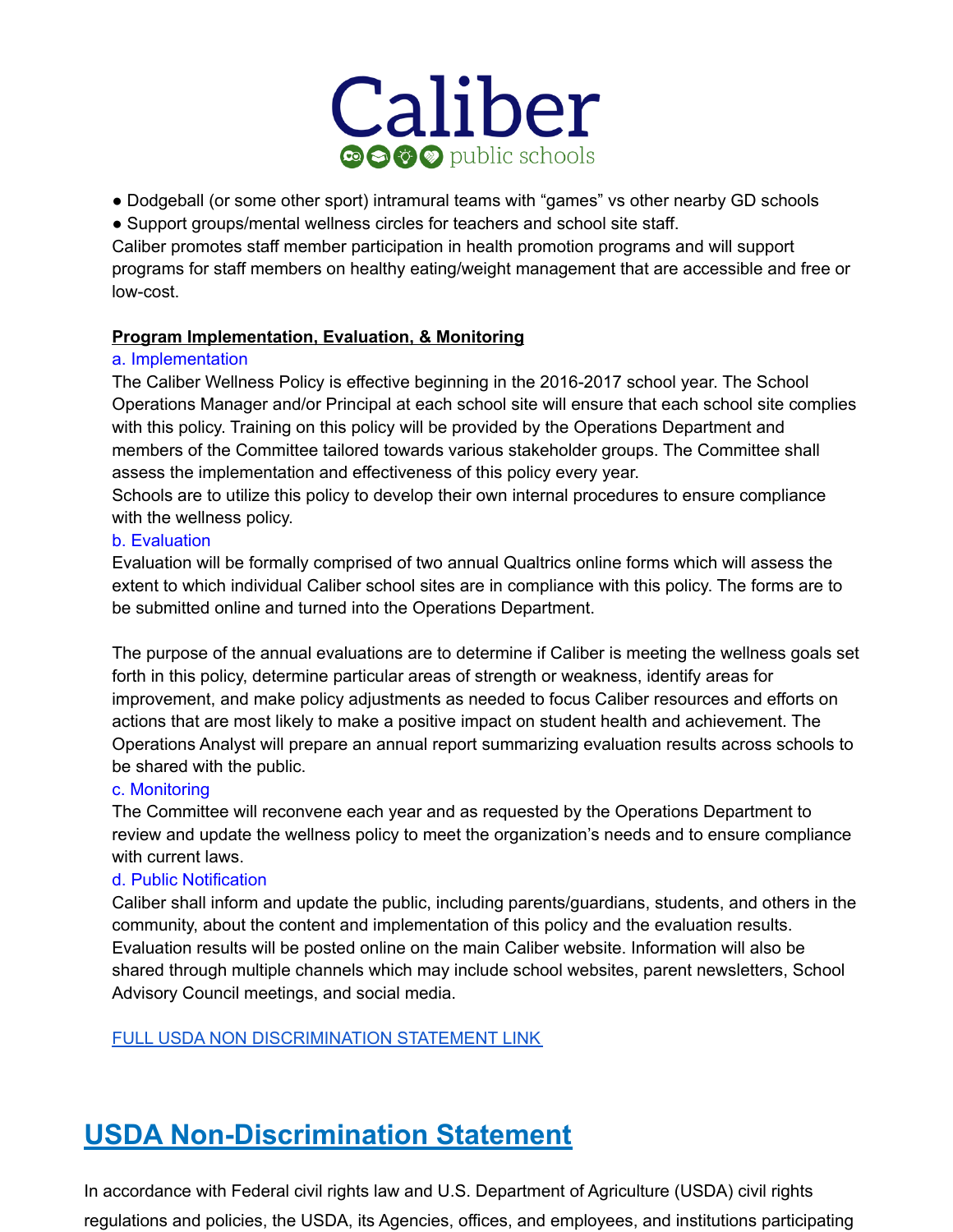- Dodgeball (or some other sport) intramural teams with "games" vs other nearby GD schools
- Support groups/mental wellness circles for teachers and school site staff.

Caliber promotes staff member participation in health promotion programs and will support programs for staff members on healthy eating/weight management that are accessible and free or low-cost.

**Program Implementation, Evaluation, & Monitoring**

a. Implementation

The Caliber Wellness Policy is effective beginning in the 2016-2017 school year. The School Operations Manager and/or Principal at each school site will ensure that each school site complies with this policy. Training on this policy will be provided by the Operations Department and members of the Committee tailored towards various stakeholder groups. The Committee shall assess the implementation and effectiveness of this policy every year.

Schools are to utilize this policy to develop their own internal procedures to ensure compliance with the wellness policy.

b. Evaluation

Evaluation will be formally comprised of two annual Qualtrics online forms which will assess the extent to which individual Caliber school sites are in compliance with this policy. The forms are to be submitted online and turned into the Operations Department.

The purpose of the annual evaluations are to determine if Caliber is meeting the wellness goals set forth in this policy, determine particular areas of strength or weakness, identify areas for improvement, and make policy adjustments as needed to focus Caliber resources and efforts on actions that are most likely to make a positive impact on student health and achievement. The Operations Analyst will prepare an annual report summarizing evaluation results across schools to be shared with the public.

c. Monitoring

The Committee will reconvene each year and as requested by the Operations Department to review and update the wellness policy to meet the organization's needs and to ensure compliance with current laws.

d. Public Notification

Caliber shall inform and update the public, including parents/guardians, students, and others in the community, about the content and implementation of this policy and the evaluation results. Evaluation results will be posted online on the main Caliber website. Information will also be shared through multiple channels which may include school websites, parent newsletters, School Advisory Council meetings, and social media.

FULL USDA NON DISCRIMINATION STATEMENT LINK

## USDA Non-Discrimination Statement

In accordance with Federal civil rights law and U.S. Department of Agriculture (USDA) civil rights regulations and policies, the USDA, its Agencies, offices, and employees, and institutions participating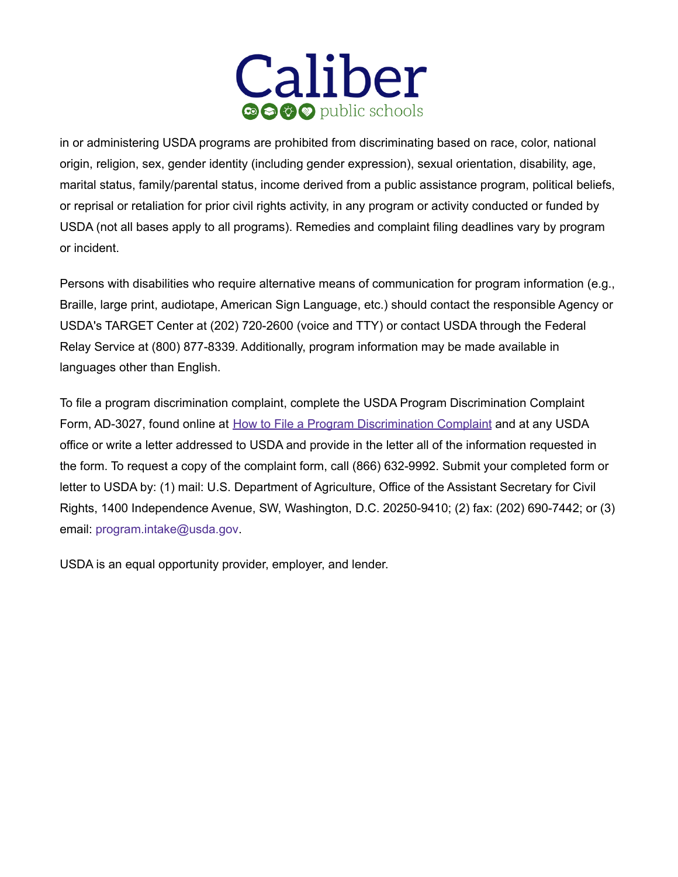in or administering USDA programs are prohibited from discriminating based on race, color, national origin, religion, sex, gender identity (including gender expression), sexual orientation, disability, age, marital status, family/parental status, income derived from a public assistance program, political beliefs, or reprisal or retaliation for prior civil rights activity, in any program or activity conducted or funded by USDA (not all bases apply to all programs). Remedies and complaint filing deadlines vary by program or incident.

Persons with disabilities who require alternative means of communication for program information (e.g., Braille, large print, audiotape, American Sign Language, etc.) should contact the responsible Agency or USDA's TARGET Center at (202) 720-2600 (voice and TTY) or contact USDA through the Federal Relay Service at (800) 877-8339. Additionally, program information may be made available in languages other than English.

To file a program discrimination complaint, complete the USDA Program Discrimination Complaint Form, AD-3027, found online at How to File a Program Discrimination Complaint and at any USDA office or write a letter addressed to USDA and provide in the letter all of the information requested in the form. To request a copy of the complaint form, call (866) 632-9992. Submit your completed form or letter to USDA by: (1) mail: U.S. Department of Agriculture, Office of the Assistant Secretary for Civil Rights, 1400 Independence Avenue, SW, Washington, D.C. 20250-9410; (2) fax: (202) 690-7442; or (3) email: program.intake@usda.gov.

USDA is an equal opportunity provider, employer, and lender.